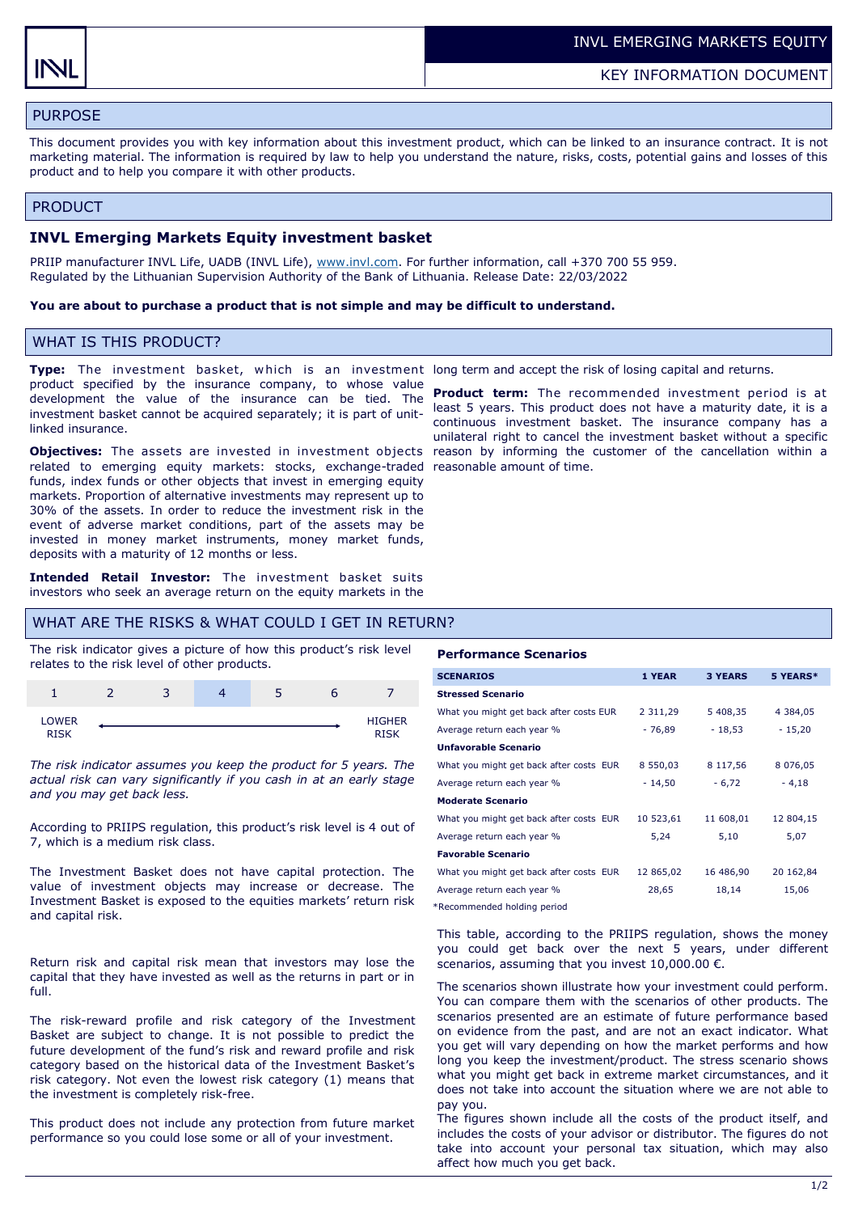INVL EMERGING MARKETS EQUITY

KEY INFORMATION DOCUMENT

## PURPOSE

This document provides you with key information about this investment product, which can be linked to an insurance contract. It is not marketing material. The information is required by law to help you understand the nature, risks, costs, potential gains and losses of this product and to help you compare it with other products.

## PRODUCT

### INVL Emerging Markets Equity investment basket

PRIIP manufacturer INVL Life, UADB (INVL Life), www.invl.com. For further information, call +370 700 55 959. Regulated by the Lithuanian Supervision Authority of the Bank of Lithuania. Release Date: 22/03/2022

**You are about to purchase a product that is not simple and may be difficult to understand.**

## WHAT IS THIS PRODUCT?

**Type:** The investment basket, which is an investment product specified by the insurance company, to whose value development the value of the insurance can be tied. The investment basket cannot be acquired separately; it is part of unit-linked insurance.

**Objectives:** The assets are invested in investment objects related to emerging equity markets: stocks, exchange-traded funds, index funds or other objects that invest in emerging equity markets. Proportion of alternative investments may represent up to 30% of the assets. In order to reduce the investment risk in the event of adverse market conditions, part of the assets may be invested in money market instruments, money market funds, deposits with a maturity of 12 months or less.

**Intended Retail Investor:** The investment basket suits investors who seek an average return on the equity markets in the long term and accept the risk of losing capital and returns.

**Product term:** The recommended investment period is at least 5 years. This product does not have a maturity date, it is a continuous investment basket. The insurance company has a unilateral right to cancel the investment basket without a specific reason by informing the customer of the cancellation within a reasonable amount of time.

## WHAT ARE THE RISKS & WHAT COULD I GET IN RETURN?

The risk indicator gives a picture of how this product's risk level relates to the risk level of other products.

| 1 | 2 | 3 | **4** | 5 | 6 | 7 |
|---|---|---|---|---|---|---|

LOWER RISK ← → HIGHER RISK

*The risk indicator assumes you keep the product for 5 years. The actual risk can vary significantly if you cash in at an early stage and you may get back less.*

According to PRIIPS regulation, this product's risk level is 4 out of 7, which is a medium risk class.

The Investment Basket does not have capital protection. The value of investment objects may increase or decrease. The Investment Basket is exposed to the equities markets' return risk and capital risk.

Return risk and capital risk mean that investors may lose the capital that they have invested as well as the returns in part or in full.

The risk-reward profile and risk category of the Investment Basket are subject to change. It is not possible to predict the future development of the fund's risk and reward profile and risk category based on the historical data of the Investment Basket's risk category. Not even the lowest risk category (1) means that the investment is completely risk-free.

This product does not include any protection from future market performance so you could lose some or all of your investment.

**Performance Scenarios**

| SCENARIOS | 1 YEAR | 3 YEARS | 5 YEARS* |
|---|---|---|---|
| **Stressed Scenario** | | | |
| What you might get back after costs EUR | 2 311,29 | 5 408,35 | 4 384,05 |
| Average return each year % | - 76,89 | - 18,53 | - 15,20 |
| **Unfavorable Scenario** | | | |
| What you might get back after costs EUR | 8 550,03 | 8 117,56 | 8 076,05 |
| Average return each year % | - 14,50 | - 6,72 | - 4,18 |
| **Moderate Scenario** | | | |
| What you might get back after costs EUR | 10 523,61 | 11 608,01 | 12 804,15 |
| Average return each year % | 5,24 | 5,10 | 5,07 |
| **Favorable Scenario** | | | |
| What you might get back after costs EUR | 12 865,02 | 16 486,90 | 20 162,84 |
| Average return each year % | 28,65 | 18,14 | 15,06 |

*Recommended holding period

This table, according to the PRIIPS regulation, shows the money you could get back over the next 5 years, under different scenarios, assuming that you invest 10,000.00 €.

The scenarios shown illustrate how your investment could perform. You can compare them with the scenarios of other products. The scenarios presented are an estimate of future performance based on evidence from the past, and are not an exact indicator. What you get will vary depending on how the market performs and how long you keep the investment/product. The stress scenario shows what you might get back in extreme market circumstances, and it does not take into account the situation where we are not able to pay you.

The figures shown include all the costs of the product itself, and includes the costs of your advisor or distributor. The figures do not take into account your personal tax situation, which may also affect how much you get back.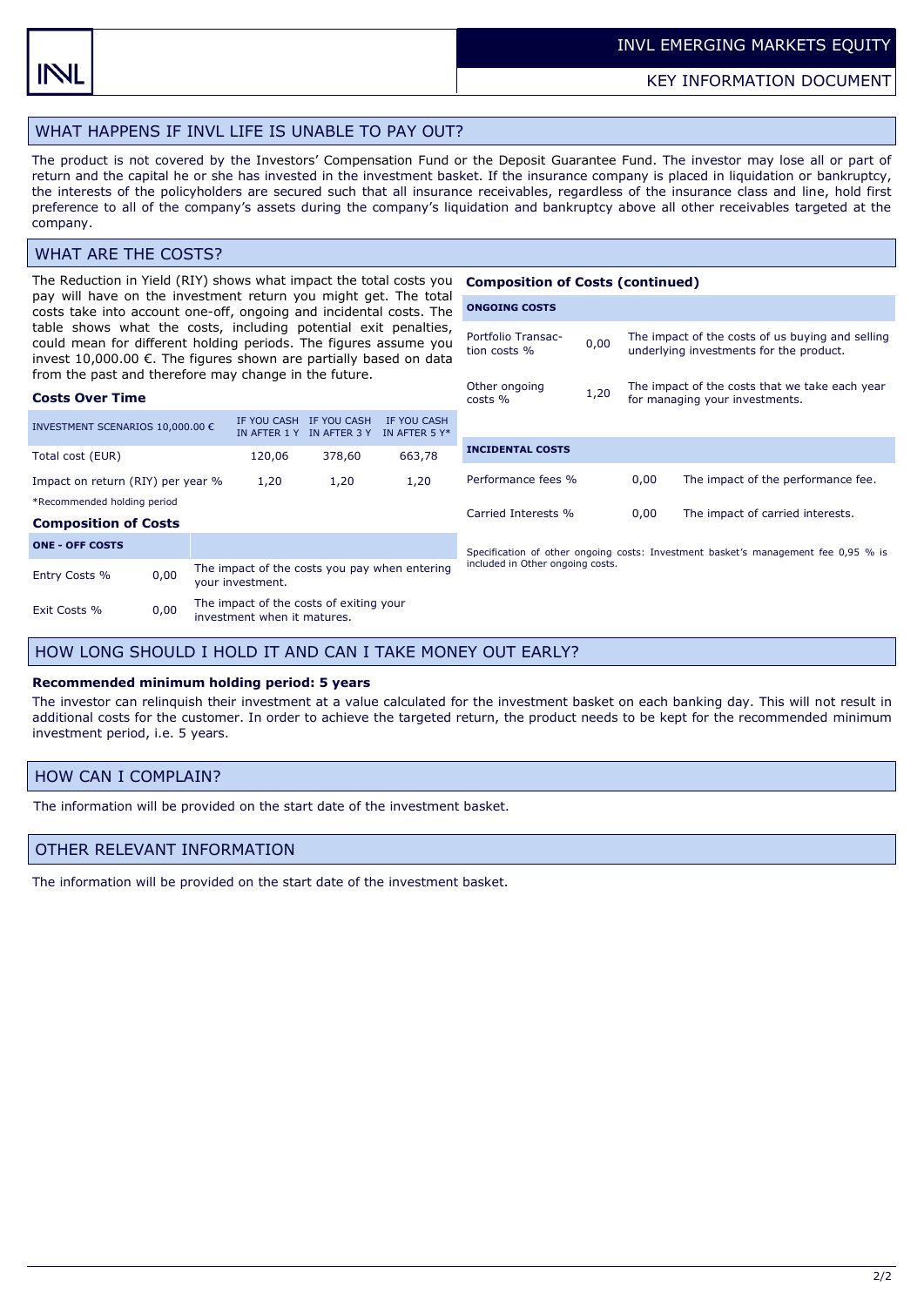## WHAT HAPPENS IF INVL LIFE IS UNABLE TO PAY OUT?

The product is not covered by the Investors' Compensation Fund or the Deposit Guarantee Fund. The investor may lose all or part of return and the capital he or she has invested in the investment basket. If the insurance company is placed in liquidation or bankruptcy, the interests of the policyholders are secured such that all insurance receivables, regardless of the insurance class and line, hold first preference to all of the company's assets during the company's liquidation and bankruptcy above all other receivables targeted at the company.

## WHAT ARE THE COSTS?

The Reduction in Yield (RIY) shows what impact the total costs you pay will have on the investment return you might get. The total costs take into account one-off, ongoing and incidental costs. The table shows what the costs, including potential exit penalties, could mean for different holding periods. The figures assume you invest 10,000.00 €. The figures shown are partially based on data from the past and therefore may change in the future.

**Costs Over Time**

| INVESTMENT SCENARIOS 10,000.00 € | IF YOU CASH IN AFTER 1 Y | IF YOU CASH IN AFTER 3 Y | IF YOU CASH IN AFTER 5 Y* |
|---|---|---|---|
| Total cost (EUR) | 120,06 | 378,60 | 663,78 |
| Impact on return (RIY) per year % | 1,20 | 1,20 | 1,20 |

*Recommended holding period

**Composition of Costs**

| ONE - OFF COSTS | | |
|---|---|---|
| Entry Costs % | 0,00 | The impact of the costs you pay when entering your investment. |
| Exit Costs % | 0,00 | The impact of the costs of exiting your investment when it matures. |

**Composition of Costs (continued)**

| ONGOING COSTS | | |
|---|---|---|
| Portfolio Transaction costs % | 0,00 | The impact of the costs of us buying and selling underlying investments for the product. |
| Other ongoing costs % | 1,20 | The impact of the costs that we take each year for managing your investments. |

| INCIDENTAL COSTS | | |
|---|---|---|
| Performance fees % | 0,00 | The impact of the performance fee. |
| Carried Interests % | 0,00 | The impact of carried interests. |

Specification of other ongoing costs: Investment basket's management fee 0,95 % is included in Other ongoing costs.

## HOW LONG SHOULD I HOLD IT AND CAN I TAKE MONEY OUT EARLY?

**Recommended minimum holding period: 5 years**

The investor can relinquish their investment at a value calculated for the investment basket on each banking day. This will not result in additional costs for the customer. In order to achieve the targeted return, the product needs to be kept for the recommended minimum investment period, i.e. 5 years.

## HOW CAN I COMPLAIN?

The information will be provided on the start date of the investment basket.

## OTHER RELEVANT INFORMATION

The information will be provided on the start date of the investment basket.